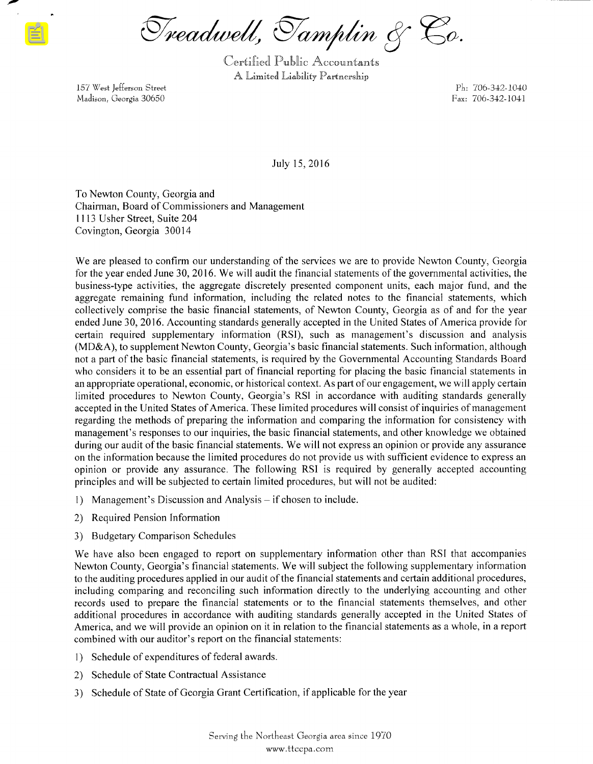# Treadwell, Tamplin & Co.

Certified Public Accountants
A Limited Liability Partnership

157 West Jefferson Street
Madison, Georgia 30650

Ph: 706-342-1040
Fax: 706-342-1041

July 15, 2016

To Newton County, Georgia and
Chairman, Board of Commissioners and Management
1113 Usher Street, Suite 204
Covington, Georgia 30014

We are pleased to confirm our understanding of the services we are to provide Newton County, Georgia for the year ended June 30, 2016. We will audit the financial statements of the governmental activities, the business-type activities, the aggregate discretely presented component units, each major fund, and the aggregate remaining fund information, including the related notes to the financial statements, which collectively comprise the basic financial statements, of Newton County, Georgia as of and for the year ended June 30, 2016. Accounting standards generally accepted in the United States of America provide for certain required supplementary information (RSI), such as management's discussion and analysis (MD&A), to supplement Newton County, Georgia's basic financial statements. Such information, although not a part of the basic financial statements, is required by the Governmental Accounting Standards Board who considers it to be an essential part of financial reporting for placing the basic financial statements in an appropriate operational, economic, or historical context. As part of our engagement, we will apply certain limited procedures to Newton County, Georgia's RSI in accordance with auditing standards generally accepted in the United States of America. These limited procedures will consist of inquiries of management regarding the methods of preparing the information and comparing the information for consistency with management's responses to our inquiries, the basic financial statements, and other knowledge we obtained during our audit of the basic financial statements. We will not express an opinion or provide any assurance on the information because the limited procedures do not provide us with sufficient evidence to express an opinion or provide any assurance. The following RSI is required by generally accepted accounting principles and will be subjected to certain limited procedures, but will not be audited:

1) Management's Discussion and Analysis – if chosen to include.
2) Required Pension Information
3) Budgetary Comparison Schedules

We have also been engaged to report on supplementary information other than RSI that accompanies Newton County, Georgia's financial statements. We will subject the following supplementary information to the auditing procedures applied in our audit of the financial statements and certain additional procedures, including comparing and reconciling such information directly to the underlying accounting and other records used to prepare the financial statements or to the financial statements themselves, and other additional procedures in accordance with auditing standards generally accepted in the United States of America, and we will provide an opinion on it in relation to the financial statements as a whole, in a report combined with our auditor's report on the financial statements:

1) Schedule of expenditures of federal awards.
2) Schedule of State Contractual Assistance
3) Schedule of State of Georgia Grant Certification, if applicable for the year

Serving the Northeast Georgia area since 1970
www.ttccpa.com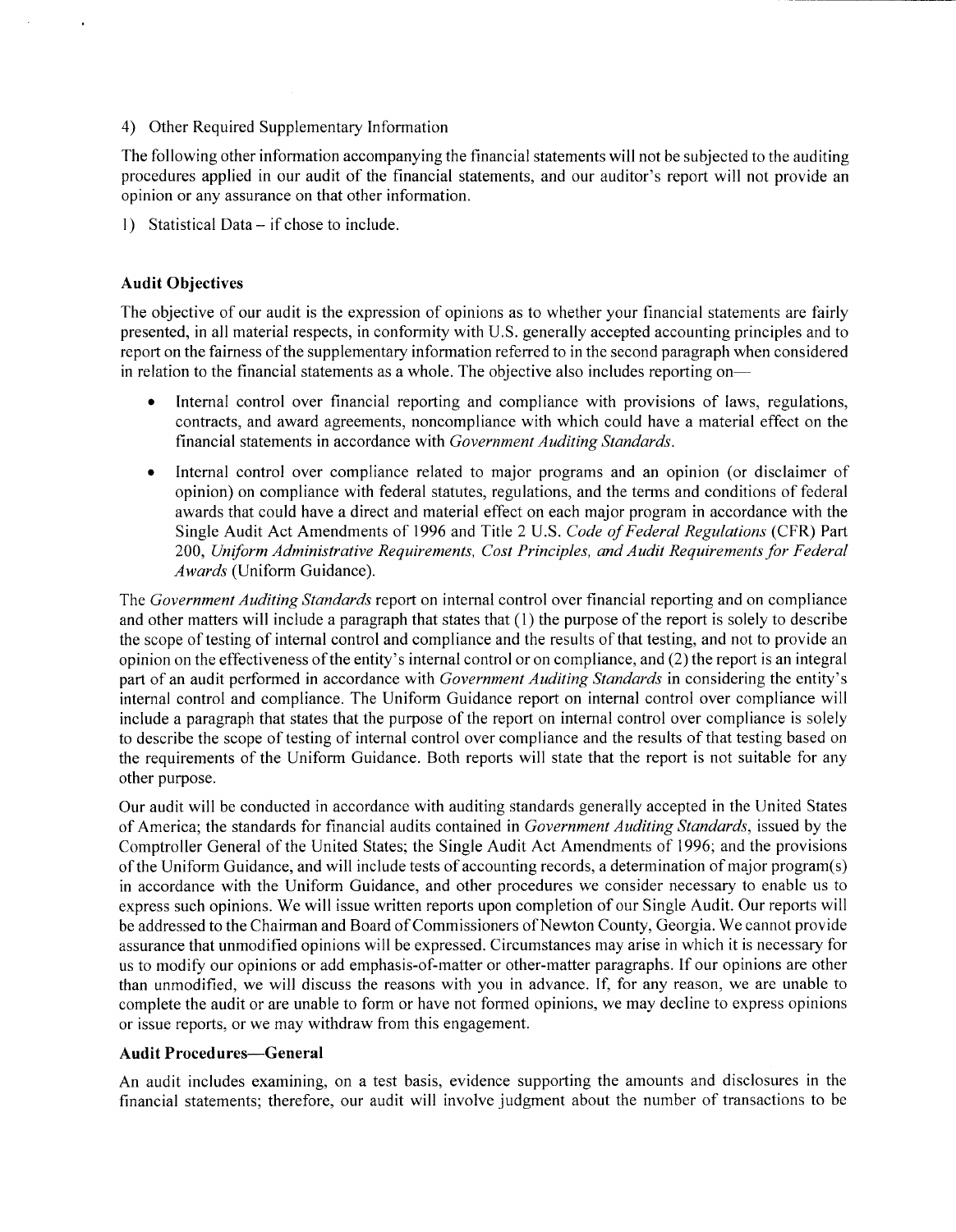4) Other Required Supplementary Information

The following other information accompanying the financial statements will not be subjected to the auditing procedures applied in our audit of the financial statements, and our auditor's report will not provide an opinion or any assurance on that other information.

1) Statistical Data – if chose to include.

**Audit Objectives**

The objective of our audit is the expression of opinions as to whether your financial statements are fairly presented, in all material respects, in conformity with U.S. generally accepted accounting principles and to report on the fairness of the supplementary information referred to in the second paragraph when considered in relation to the financial statements as a whole. The objective also includes reporting on—

- Internal control over financial reporting and compliance with provisions of laws, regulations, contracts, and award agreements, noncompliance with which could have a material effect on the financial statements in accordance with *Government Auditing Standards*.
- Internal control over compliance related to major programs and an opinion (or disclaimer of opinion) on compliance with federal statutes, regulations, and the terms and conditions of federal awards that could have a direct and material effect on each major program in accordance with the Single Audit Act Amendments of 1996 and Title 2 U.S. *Code of Federal Regulations* (CFR) Part 200, *Uniform Administrative Requirements, Cost Principles, and Audit Requirements for Federal Awards* (Uniform Guidance).

The *Government Auditing Standards* report on internal control over financial reporting and on compliance and other matters will include a paragraph that states that (1) the purpose of the report is solely to describe the scope of testing of internal control and compliance and the results of that testing, and not to provide an opinion on the effectiveness of the entity's internal control or on compliance, and (2) the report is an integral part of an audit performed in accordance with *Government Auditing Standards* in considering the entity's internal control and compliance. The Uniform Guidance report on internal control over compliance will include a paragraph that states that the purpose of the report on internal control over compliance is solely to describe the scope of testing of internal control over compliance and the results of that testing based on the requirements of the Uniform Guidance. Both reports will state that the report is not suitable for any other purpose.

Our audit will be conducted in accordance with auditing standards generally accepted in the United States of America; the standards for financial audits contained in *Government Auditing Standards*, issued by the Comptroller General of the United States; the Single Audit Act Amendments of 1996; and the provisions of the Uniform Guidance, and will include tests of accounting records, a determination of major program(s) in accordance with the Uniform Guidance, and other procedures we consider necessary to enable us to express such opinions. We will issue written reports upon completion of our Single Audit. Our reports will be addressed to the Chairman and Board of Commissioners of Newton County, Georgia. We cannot provide assurance that unmodified opinions will be expressed. Circumstances may arise in which it is necessary for us to modify our opinions or add emphasis-of-matter or other-matter paragraphs. If our opinions are other than unmodified, we will discuss the reasons with you in advance. If, for any reason, we are unable to complete the audit or are unable to form or have not formed opinions, we may decline to express opinions or issue reports, or we may withdraw from this engagement.

**Audit Procedures—General**

An audit includes examining, on a test basis, evidence supporting the amounts and disclosures in the financial statements; therefore, our audit will involve judgment about the number of transactions to be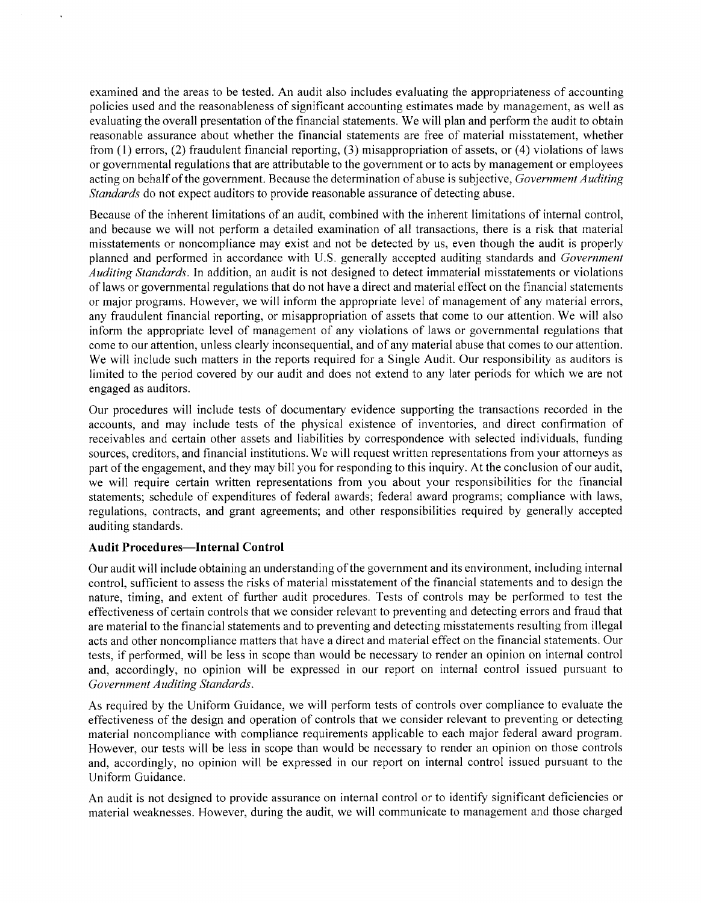examined and the areas to be tested. An audit also includes evaluating the appropriateness of accounting policies used and the reasonableness of significant accounting estimates made by management, as well as evaluating the overall presentation of the financial statements. We will plan and perform the audit to obtain reasonable assurance about whether the financial statements are free of material misstatement, whether from (1) errors, (2) fraudulent financial reporting, (3) misappropriation of assets, or (4) violations of laws or governmental regulations that are attributable to the government or to acts by management or employees acting on behalf of the government. Because the determination of abuse is subjective, *Government Auditing Standards* do not expect auditors to provide reasonable assurance of detecting abuse.

Because of the inherent limitations of an audit, combined with the inherent limitations of internal control, and because we will not perform a detailed examination of all transactions, there is a risk that material misstatements or noncompliance may exist and not be detected by us, even though the audit is properly planned and performed in accordance with U.S. generally accepted auditing standards and *Government Auditing Standards*. In addition, an audit is not designed to detect immaterial misstatements or violations of laws or governmental regulations that do not have a direct and material effect on the financial statements or major programs. However, we will inform the appropriate level of management of any material errors, any fraudulent financial reporting, or misappropriation of assets that come to our attention. We will also inform the appropriate level of management of any violations of laws or governmental regulations that come to our attention, unless clearly inconsequential, and of any material abuse that comes to our attention. We will include such matters in the reports required for a Single Audit. Our responsibility as auditors is limited to the period covered by our audit and does not extend to any later periods for which we are not engaged as auditors.

Our procedures will include tests of documentary evidence supporting the transactions recorded in the accounts, and may include tests of the physical existence of inventories, and direct confirmation of receivables and certain other assets and liabilities by correspondence with selected individuals, funding sources, creditors, and financial institutions. We will request written representations from your attorneys as part of the engagement, and they may bill you for responding to this inquiry. At the conclusion of our audit, we will require certain written representations from you about your responsibilities for the financial statements; schedule of expenditures of federal awards; federal award programs; compliance with laws, regulations, contracts, and grant agreements; and other responsibilities required by generally accepted auditing standards.

**Audit Procedures—Internal Control**

Our audit will include obtaining an understanding of the government and its environment, including internal control, sufficient to assess the risks of material misstatement of the financial statements and to design the nature, timing, and extent of further audit procedures. Tests of controls may be performed to test the effectiveness of certain controls that we consider relevant to preventing and detecting errors and fraud that are material to the financial statements and to preventing and detecting misstatements resulting from illegal acts and other noncompliance matters that have a direct and material effect on the financial statements. Our tests, if performed, will be less in scope than would be necessary to render an opinion on internal control and, accordingly, no opinion will be expressed in our report on internal control issued pursuant to *Government Auditing Standards*.

As required by the Uniform Guidance, we will perform tests of controls over compliance to evaluate the effectiveness of the design and operation of controls that we consider relevant to preventing or detecting material noncompliance with compliance requirements applicable to each major federal award program. However, our tests will be less in scope than would be necessary to render an opinion on those controls and, accordingly, no opinion will be expressed in our report on internal control issued pursuant to the Uniform Guidance.

An audit is not designed to provide assurance on internal control or to identify significant deficiencies or material weaknesses. However, during the audit, we will communicate to management and those charged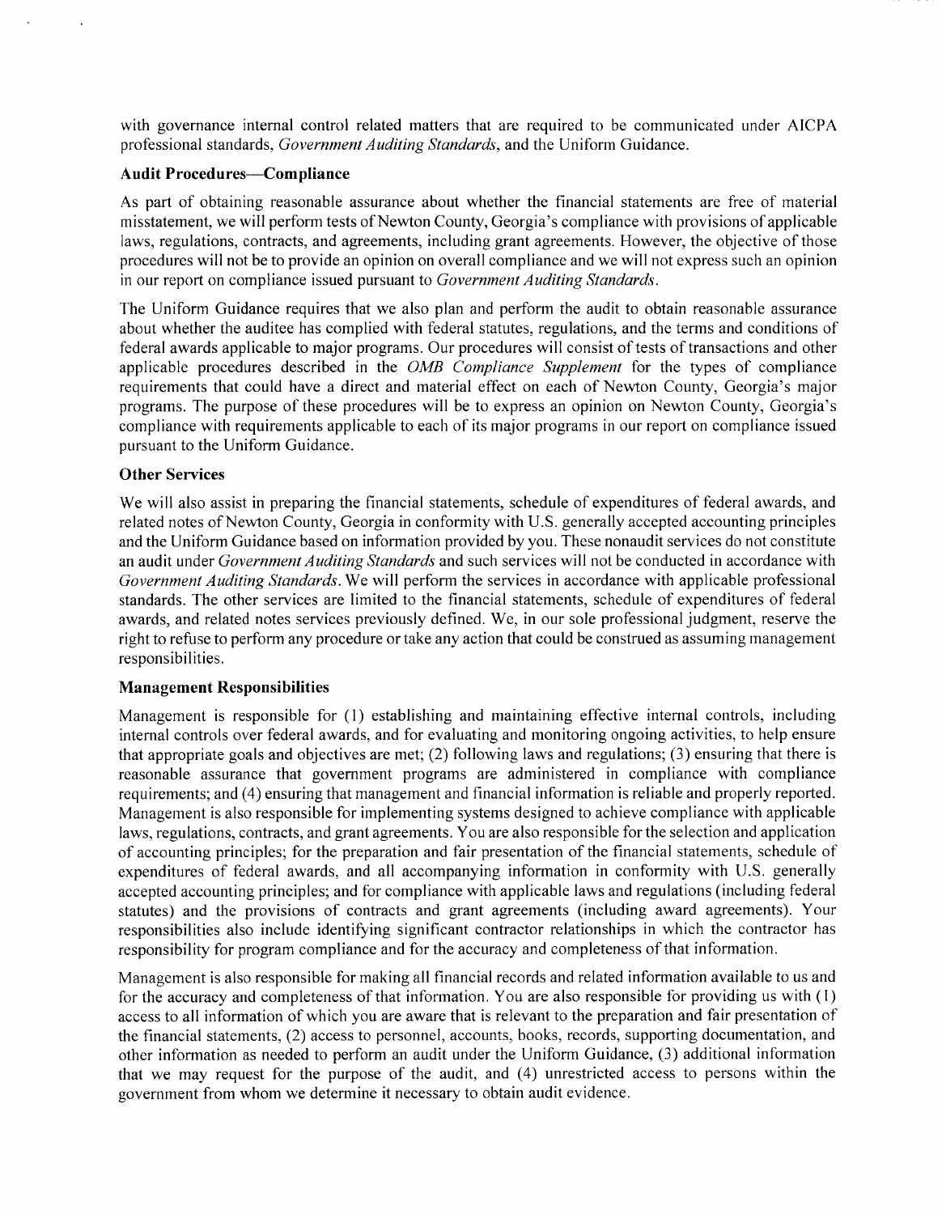with governance internal control related matters that are required to be communicated under AICPA professional standards, *Government Auditing Standards*, and the Uniform Guidance.

### Audit Procedures—Compliance

As part of obtaining reasonable assurance about whether the financial statements are free of material misstatement, we will perform tests of Newton County, Georgia's compliance with provisions of applicable laws, regulations, contracts, and agreements, including grant agreements. However, the objective of those procedures will not be to provide an opinion on overall compliance and we will not express such an opinion in our report on compliance issued pursuant to *Government Auditing Standards*.

The Uniform Guidance requires that we also plan and perform the audit to obtain reasonable assurance about whether the auditee has complied with federal statutes, regulations, and the terms and conditions of federal awards applicable to major programs. Our procedures will consist of tests of transactions and other applicable procedures described in the *OMB Compliance Supplement* for the types of compliance requirements that could have a direct and material effect on each of Newton County, Georgia's major programs. The purpose of these procedures will be to express an opinion on Newton County, Georgia's compliance with requirements applicable to each of its major programs in our report on compliance issued pursuant to the Uniform Guidance.

### Other Services

We will also assist in preparing the financial statements, schedule of expenditures of federal awards, and related notes of Newton County, Georgia in conformity with U.S. generally accepted accounting principles and the Uniform Guidance based on information provided by you. These nonaudit services do not constitute an audit under *Government Auditing Standards* and such services will not be conducted in accordance with *Government Auditing Standards*. We will perform the services in accordance with applicable professional standards. The other services are limited to the financial statements, schedule of expenditures of federal awards, and related notes services previously defined. We, in our sole professional judgment, reserve the right to refuse to perform any procedure or take any action that could be construed as assuming management responsibilities.

### Management Responsibilities

Management is responsible for (1) establishing and maintaining effective internal controls, including internal controls over federal awards, and for evaluating and monitoring ongoing activities, to help ensure that appropriate goals and objectives are met; (2) following laws and regulations; (3) ensuring that there is reasonable assurance that government programs are administered in compliance with compliance requirements; and (4) ensuring that management and financial information is reliable and properly reported. Management is also responsible for implementing systems designed to achieve compliance with applicable laws, regulations, contracts, and grant agreements. You are also responsible for the selection and application of accounting principles; for the preparation and fair presentation of the financial statements, schedule of expenditures of federal awards, and all accompanying information in conformity with U.S. generally accepted accounting principles; and for compliance with applicable laws and regulations (including federal statutes) and the provisions of contracts and grant agreements (including award agreements). Your responsibilities also include identifying significant contractor relationships in which the contractor has responsibility for program compliance and for the accuracy and completeness of that information.

Management is also responsible for making all financial records and related information available to us and for the accuracy and completeness of that information. You are also responsible for providing us with (1) access to all information of which you are aware that is relevant to the preparation and fair presentation of the financial statements, (2) access to personnel, accounts, books, records, supporting documentation, and other information as needed to perform an audit under the Uniform Guidance, (3) additional information that we may request for the purpose of the audit, and (4) unrestricted access to persons within the government from whom we determine it necessary to obtain audit evidence.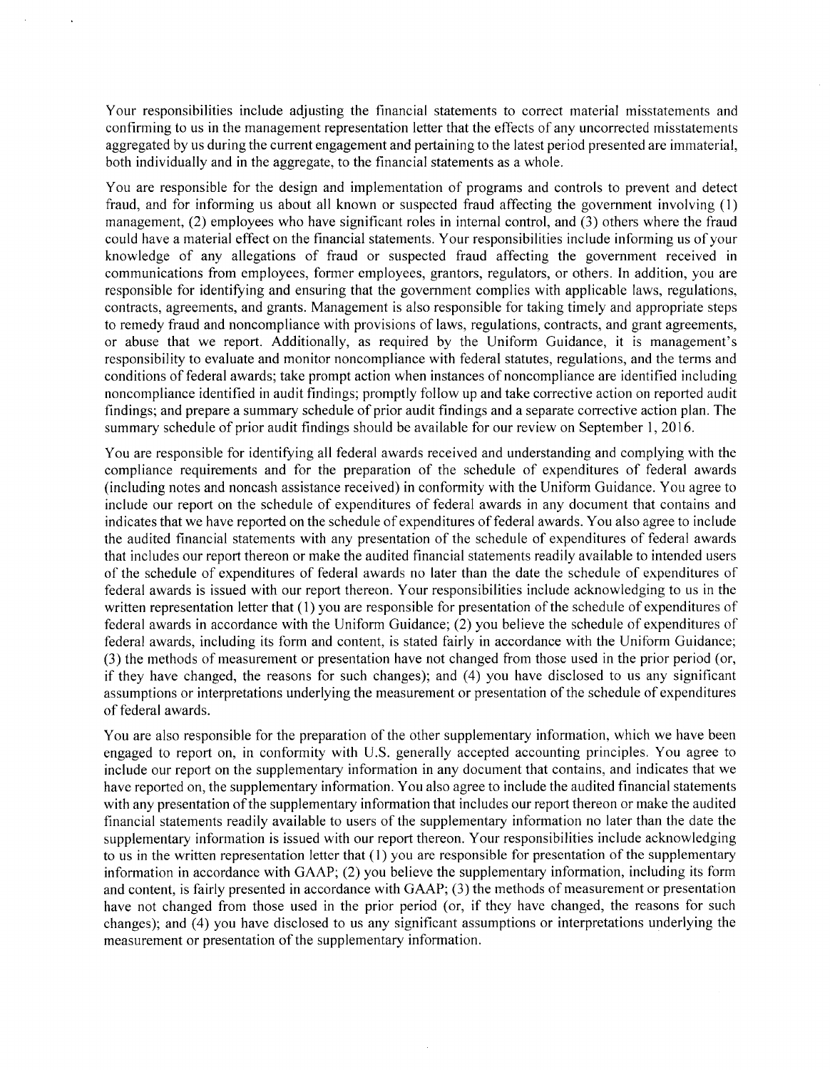Your responsibilities include adjusting the financial statements to correct material misstatements and confirming to us in the management representation letter that the effects of any uncorrected misstatements aggregated by us during the current engagement and pertaining to the latest period presented are immaterial, both individually and in the aggregate, to the financial statements as a whole.

You are responsible for the design and implementation of programs and controls to prevent and detect fraud, and for informing us about all known or suspected fraud affecting the government involving (1) management, (2) employees who have significant roles in internal control, and (3) others where the fraud could have a material effect on the financial statements. Your responsibilities include informing us of your knowledge of any allegations of fraud or suspected fraud affecting the government received in communications from employees, former employees, grantors, regulators, or others. In addition, you are responsible for identifying and ensuring that the government complies with applicable laws, regulations, contracts, agreements, and grants. Management is also responsible for taking timely and appropriate steps to remedy fraud and noncompliance with provisions of laws, regulations, contracts, and grant agreements, or abuse that we report. Additionally, as required by the Uniform Guidance, it is management's responsibility to evaluate and monitor noncompliance with federal statutes, regulations, and the terms and conditions of federal awards; take prompt action when instances of noncompliance are identified including noncompliance identified in audit findings; promptly follow up and take corrective action on reported audit findings; and prepare a summary schedule of prior audit findings and a separate corrective action plan. The summary schedule of prior audit findings should be available for our review on September 1, 2016.

You are responsible for identifying all federal awards received and understanding and complying with the compliance requirements and for the preparation of the schedule of expenditures of federal awards (including notes and noncash assistance received) in conformity with the Uniform Guidance. You agree to include our report on the schedule of expenditures of federal awards in any document that contains and indicates that we have reported on the schedule of expenditures of federal awards. You also agree to include the audited financial statements with any presentation of the schedule of expenditures of federal awards that includes our report thereon or make the audited financial statements readily available to intended users of the schedule of expenditures of federal awards no later than the date the schedule of expenditures of federal awards is issued with our report thereon. Your responsibilities include acknowledging to us in the written representation letter that (1) you are responsible for presentation of the schedule of expenditures of federal awards in accordance with the Uniform Guidance; (2) you believe the schedule of expenditures of federal awards, including its form and content, is stated fairly in accordance with the Uniform Guidance; (3) the methods of measurement or presentation have not changed from those used in the prior period (or, if they have changed, the reasons for such changes); and (4) you have disclosed to us any significant assumptions or interpretations underlying the measurement or presentation of the schedule of expenditures of federal awards.

You are also responsible for the preparation of the other supplementary information, which we have been engaged to report on, in conformity with U.S. generally accepted accounting principles. You agree to include our report on the supplementary information in any document that contains, and indicates that we have reported on, the supplementary information. You also agree to include the audited financial statements with any presentation of the supplementary information that includes our report thereon or make the audited financial statements readily available to users of the supplementary information no later than the date the supplementary information is issued with our report thereon. Your responsibilities include acknowledging to us in the written representation letter that (1) you are responsible for presentation of the supplementary information in accordance with GAAP; (2) you believe the supplementary information, including its form and content, is fairly presented in accordance with GAAP; (3) the methods of measurement or presentation have not changed from those used in the prior period (or, if they have changed, the reasons for such changes); and (4) you have disclosed to us any significant assumptions or interpretations underlying the measurement or presentation of the supplementary information.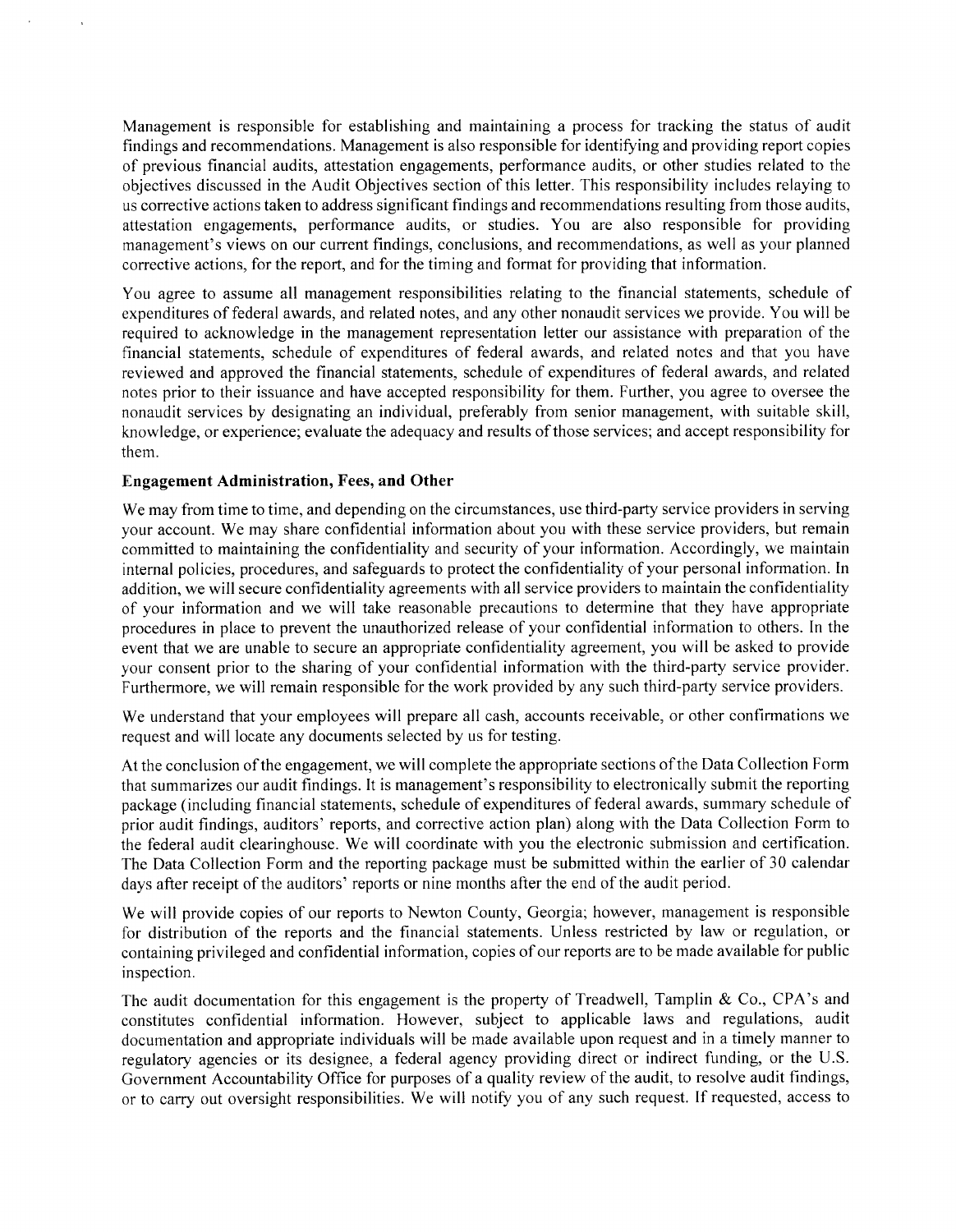Management is responsible for establishing and maintaining a process for tracking the status of audit findings and recommendations. Management is also responsible for identifying and providing report copies of previous financial audits, attestation engagements, performance audits, or other studies related to the objectives discussed in the Audit Objectives section of this letter. This responsibility includes relaying to us corrective actions taken to address significant findings and recommendations resulting from those audits, attestation engagements, performance audits, or studies. You are also responsible for providing management's views on our current findings, conclusions, and recommendations, as well as your planned corrective actions, for the report, and for the timing and format for providing that information.

You agree to assume all management responsibilities relating to the financial statements, schedule of expenditures of federal awards, and related notes, and any other nonaudit services we provide. You will be required to acknowledge in the management representation letter our assistance with preparation of the financial statements, schedule of expenditures of federal awards, and related notes and that you have reviewed and approved the financial statements, schedule of expenditures of federal awards, and related notes prior to their issuance and have accepted responsibility for them. Further, you agree to oversee the nonaudit services by designating an individual, preferably from senior management, with suitable skill, knowledge, or experience; evaluate the adequacy and results of those services; and accept responsibility for them.

**Engagement Administration, Fees, and Other**

We may from time to time, and depending on the circumstances, use third-party service providers in serving your account. We may share confidential information about you with these service providers, but remain committed to maintaining the confidentiality and security of your information. Accordingly, we maintain internal policies, procedures, and safeguards to protect the confidentiality of your personal information. In addition, we will secure confidentiality agreements with all service providers to maintain the confidentiality of your information and we will take reasonable precautions to determine that they have appropriate procedures in place to prevent the unauthorized release of your confidential information to others. In the event that we are unable to secure an appropriate confidentiality agreement, you will be asked to provide your consent prior to the sharing of your confidential information with the third-party service provider. Furthermore, we will remain responsible for the work provided by any such third-party service providers.

We understand that your employees will prepare all cash, accounts receivable, or other confirmations we request and will locate any documents selected by us for testing.

At the conclusion of the engagement, we will complete the appropriate sections of the Data Collection Form that summarizes our audit findings. It is management's responsibility to electronically submit the reporting package (including financial statements, schedule of expenditures of federal awards, summary schedule of prior audit findings, auditors' reports, and corrective action plan) along with the Data Collection Form to the federal audit clearinghouse. We will coordinate with you the electronic submission and certification. The Data Collection Form and the reporting package must be submitted within the earlier of 30 calendar days after receipt of the auditors' reports or nine months after the end of the audit period.

We will provide copies of our reports to Newton County, Georgia; however, management is responsible for distribution of the reports and the financial statements. Unless restricted by law or regulation, or containing privileged and confidential information, copies of our reports are to be made available for public inspection.

The audit documentation for this engagement is the property of Treadwell, Tamplin & Co., CPA's and constitutes confidential information. However, subject to applicable laws and regulations, audit documentation and appropriate individuals will be made available upon request and in a timely manner to regulatory agencies or its designee, a federal agency providing direct or indirect funding, or the U.S. Government Accountability Office for purposes of a quality review of the audit, to resolve audit findings, or to carry out oversight responsibilities. We will notify you of any such request. If requested, access to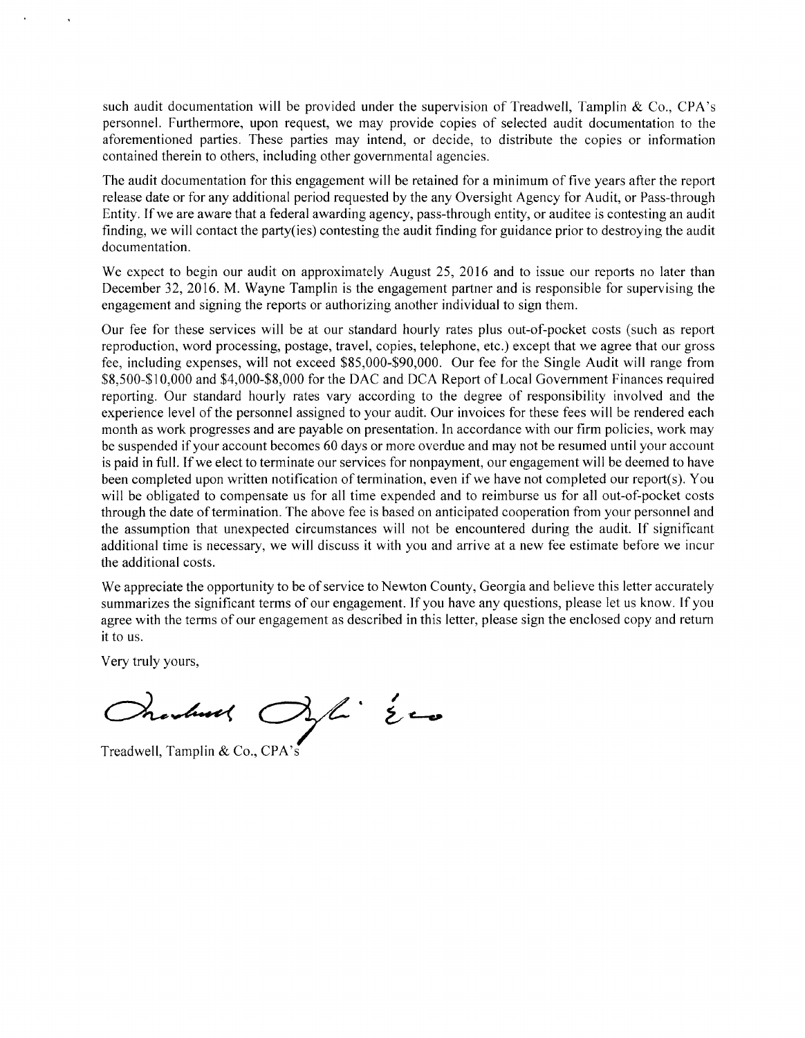such audit documentation will be provided under the supervision of Treadwell, Tamplin & Co., CPA's personnel. Furthermore, upon request, we may provide copies of selected audit documentation to the aforementioned parties. These parties may intend, or decide, to distribute the copies or information contained therein to others, including other governmental agencies.

The audit documentation for this engagement will be retained for a minimum of five years after the report release date or for any additional period requested by the any Oversight Agency for Audit, or Pass-through Entity. If we are aware that a federal awarding agency, pass-through entity, or auditee is contesting an audit finding, we will contact the party(ies) contesting the audit finding for guidance prior to destroying the audit documentation.

We expect to begin our audit on approximately August 25, 2016 and to issue our reports no later than December 32, 2016. M. Wayne Tamplin is the engagement partner and is responsible for supervising the engagement and signing the reports or authorizing another individual to sign them.

Our fee for these services will be at our standard hourly rates plus out-of-pocket costs (such as report reproduction, word processing, postage, travel, copies, telephone, etc.) except that we agree that our gross fee, including expenses, will not exceed $85,000-$90,000. Our fee for the Single Audit will range from $8,500-$10,000 and $4,000-$8,000 for the DAC and DCA Report of Local Government Finances required reporting. Our standard hourly rates vary according to the degree of responsibility involved and the experience level of the personnel assigned to your audit. Our invoices for these fees will be rendered each month as work progresses and are payable on presentation. In accordance with our firm policies, work may be suspended if your account becomes 60 days or more overdue and may not be resumed until your account is paid in full. If we elect to terminate our services for nonpayment, our engagement will be deemed to have been completed upon written notification of termination, even if we have not completed our report(s). You will be obligated to compensate us for all time expended and to reimburse us for all out-of-pocket costs through the date of termination. The above fee is based on anticipated cooperation from your personnel and the assumption that unexpected circumstances will not be encountered during the audit. If significant additional time is necessary, we will discuss it with you and arrive at a new fee estimate before we incur the additional costs.

We appreciate the opportunity to be of service to Newton County, Georgia and believe this letter accurately summarizes the significant terms of our engagement. If you have any questions, please let us know. If you agree with the terms of our engagement as described in this letter, please sign the enclosed copy and return it to us.

Very truly yours,

Treadwell, Tamplin & Co., CPA's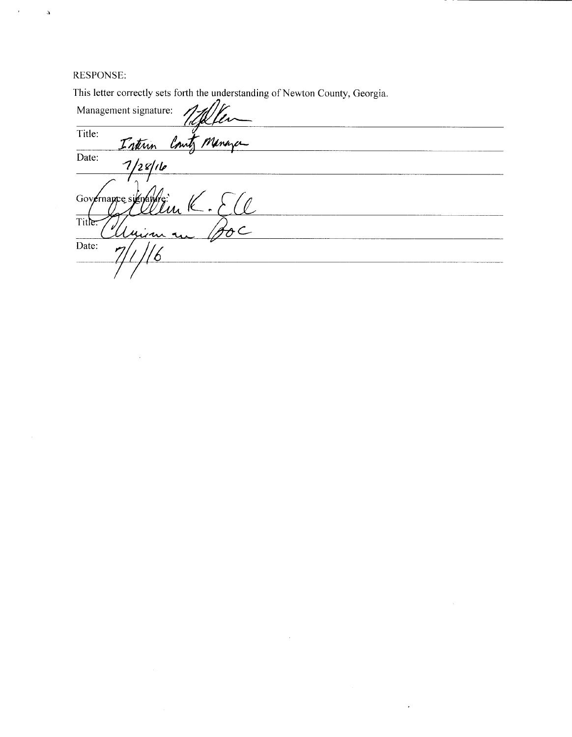RESPONSE:

This letter correctly sets forth the understanding of Newton County, Georgia.

Management signature: *[signature]*

Title: Interim County Manager

Date: 7/28/16

Governance signature: *[signature]* K. Ell

Title: Chairman BOC

Date: 7/1/16